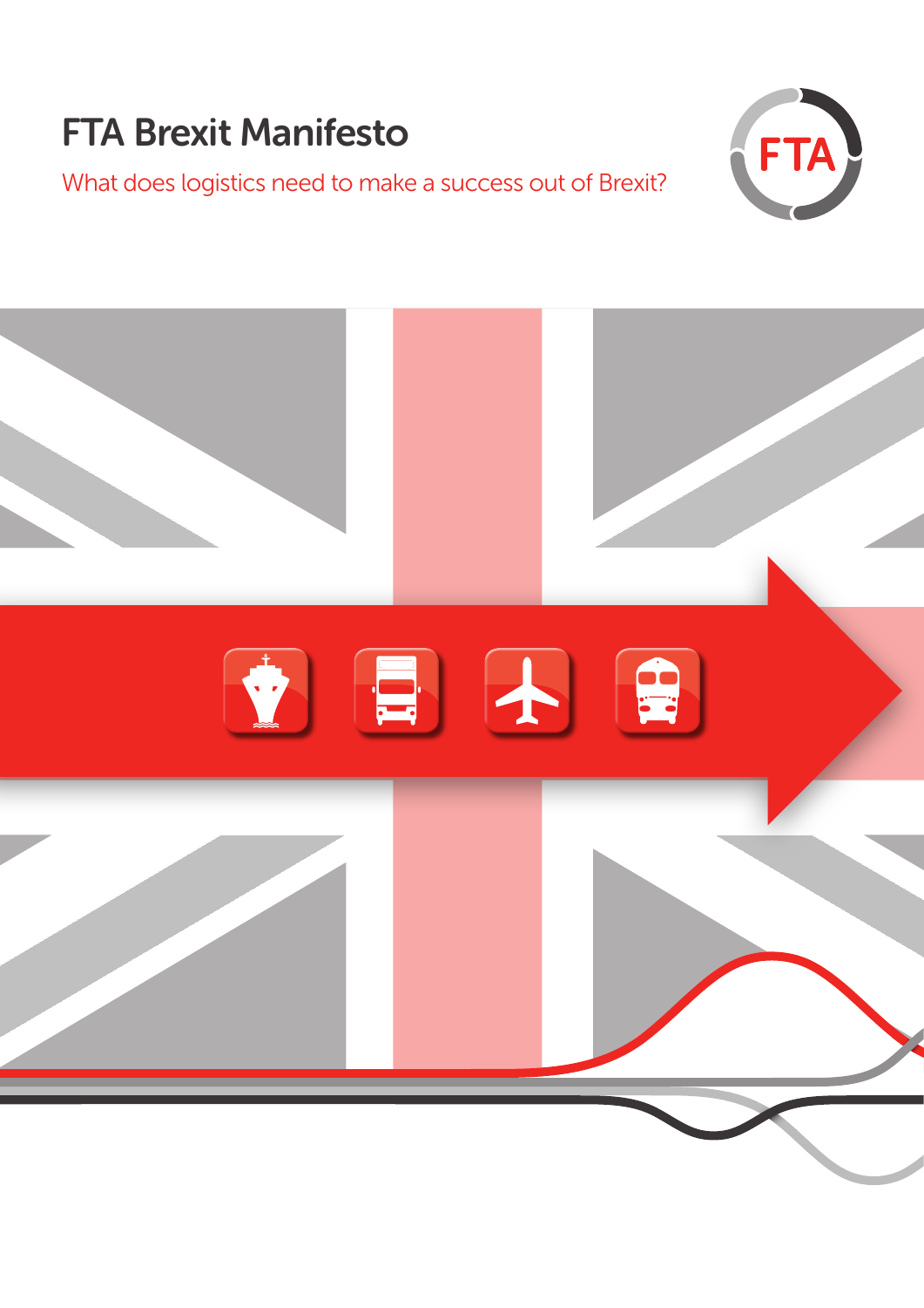# FTA Brexit Manifesto

What does logistics need to make a success out of Brexit?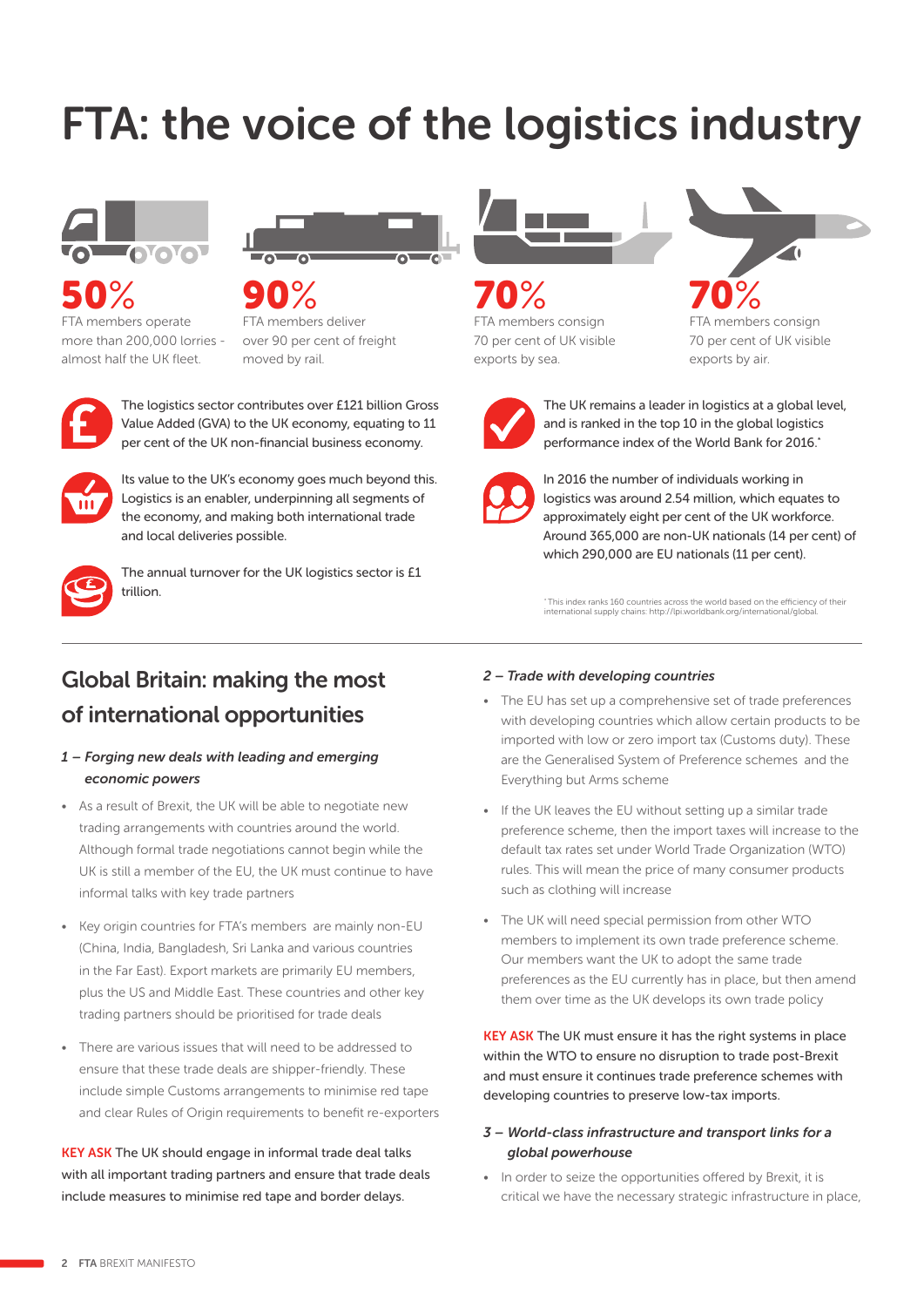# FTA: the voice of the logistics industry

**50%**
FTA members operate more than 200,000 lorries - almost half the UK fleet.

**90%**
FTA members deliver over 90 per cent of freight moved by rail.

**70%**
FTA members consign 70 per cent of UK visible exports by sea.

**70%**
FTA members consign 70 per cent of UK visible exports by air.

The logistics sector contributes over £121 billion Gross Value Added (GVA) to the UK economy, equating to 11 per cent of the UK non-financial business economy.

Its value to the UK's economy goes much beyond this. Logistics is an enabler, underpinning all segments of the economy, and making both international trade and local deliveries possible.

The annual turnover for the UK logistics sector is £1 trillion.

The UK remains a leader in logistics at a global level, and is ranked in the top 10 in the global logistics performance index of the World Bank for 2016.*

In 2016 the number of individuals working in logistics was around 2.54 million, which equates to approximately eight per cent of the UK workforce. Around 365,000 are non-UK nationals (14 per cent) of which 290,000 are EU nationals (11 per cent).

*This index ranks 160 countries across the world based on the efficiency of their international supply chains: http://lpi.worldbank.org/international/global.

## Global Britain: making the most of international opportunities

*1 – Forging new deals with leading and emerging economic powers*

- As a result of Brexit, the UK will be able to negotiate new trading arrangements with countries around the world. Although formal trade negotiations cannot begin while the UK is still a member of the EU, the UK must continue to have informal talks with key trade partners
- Key origin countries for FTA's members are mainly non-EU (China, India, Bangladesh, Sri Lanka and various countries in the Far East). Export markets are primarily EU members, plus the US and Middle East. These countries and other key trading partners should be prioritised for trade deals
- There are various issues that will need to be addressed to ensure that these trade deals are shipper-friendly. These include simple Customs arrangements to minimise red tape and clear Rules of Origin requirements to benefit re-exporters

KEY ASK The UK should engage in informal trade deal talks with all important trading partners and ensure that trade deals include measures to minimise red tape and border delays.

*2 – Trade with developing countries*

- The EU has set up a comprehensive set of trade preferences with developing countries which allow certain products to be imported with low or zero import tax (Customs duty). These are the Generalised System of Preference schemes and the Everything but Arms scheme
- If the UK leaves the EU without setting up a similar trade preference scheme, then the import taxes will increase to the default tax rates set under World Trade Organization (WTO) rules. This will mean the price of many consumer products such as clothing will increase
- The UK will need special permission from other WTO members to implement its own trade preference scheme. Our members want the UK to adopt the same trade preferences as the EU currently has in place, but then amend them over time as the UK develops its own trade policy

KEY ASK The UK must ensure it has the right systems in place within the WTO to ensure no disruption to trade post-Brexit and must ensure it continues trade preference schemes with developing countries to preserve low-tax imports.

*3 – World-class infrastructure and transport links for a global powerhouse*

- In order to seize the opportunities offered by Brexit, it is critical we have the necessary strategic infrastructure in place,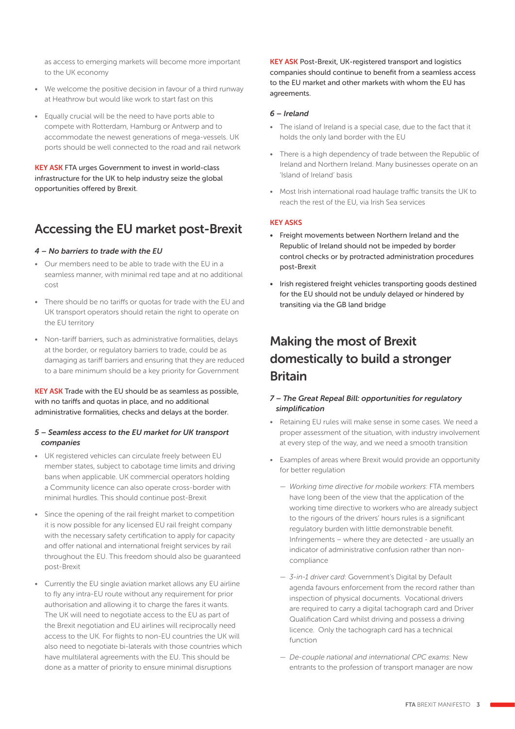as access to emerging markets will become more important to the UK economy

- We welcome the positive decision in favour of a third runway at Heathrow but would like work to start fast on this
- Equally crucial will be the need to have ports able to compete with Rotterdam, Hamburg or Antwerp and to accommodate the newest generations of mega-vessels. UK ports should be well connected to the road and rail network

**KEY ASK** FTA urges Government to invest in world-class infrastructure for the UK to help industry seize the global opportunities offered by Brexit.

## Accessing the EU market post-Brexit

### *4 – No barriers to trade with the EU*

- Our members need to be able to trade with the EU in a seamless manner, with minimal red tape and at no additional cost
- There should be no tariffs or quotas for trade with the EU and UK transport operators should retain the right to operate on the EU territory
- Non-tariff barriers, such as administrative formalities, delays at the border, or regulatory barriers to trade, could be as damaging as tariff barriers and ensuring that they are reduced to a bare minimum should be a key priority for Government

**KEY ASK** Trade with the EU should be as seamless as possible, with no tariffs and quotas in place, and no additional administrative formalities, checks and delays at the border.

### *5 – Seamless access to the EU market for UK transport companies*

- UK registered vehicles can circulate freely between EU member states, subject to cabotage time limits and driving bans when applicable. UK commercial operators holding a Community licence can also operate cross-border with minimal hurdles. This should continue post-Brexit
- Since the opening of the rail freight market to competition it is now possible for any licensed EU rail freight company with the necessary safety certification to apply for capacity and offer national and international freight services by rail throughout the EU. This freedom should also be guaranteed post-Brexit
- Currently the EU single aviation market allows any EU airline to fly any intra-EU route without any requirement for prior authorisation and allowing it to charge the fares it wants. The UK will need to negotiate access to the EU as part of the Brexit negotiation and EU airlines will reciprocally need access to the UK. For flights to non-EU countries the UK will also need to negotiate bi-laterals with those countries which have multilateral agreements with the EU. This should be done as a matter of priority to ensure minimal disruptions

**KEY ASK** Post-Brexit, UK-registered transport and logistics companies should continue to benefit from a seamless access to the EU market and other markets with whom the EU has agreements.

### *6 – Ireland*

- The island of Ireland is a special case, due to the fact that it holds the only land border with the EU
- There is a high dependency of trade between the Republic of Ireland and Northern Ireland. Many businesses operate on an 'Island of Ireland' basis
- Most Irish international road haulage traffic transits the UK to reach the rest of the EU, via Irish Sea services

**KEY ASKS**

- Freight movements between Northern Ireland and the Republic of Ireland should not be impeded by border control checks or by protracted administration procedures post-Brexit
- Irish registered freight vehicles transporting goods destined for the EU should not be unduly delayed or hindered by transiting via the GB land bridge

## Making the most of Brexit domestically to build a stronger Britain

### *7 – The Great Repeal Bill: opportunities for regulatory simplification*

- Retaining EU rules will make sense in some cases. We need a proper assessment of the situation, with industry involvement at every step of the way, and we need a smooth transition
- Examples of areas where Brexit would provide an opportunity for better regulation
  - *Working time directive for mobile workers*: FTA members have long been of the view that the application of the working time directive to workers who are already subject to the rigours of the drivers' hours rules is a significant regulatory burden with little demonstrable benefit. Infringements – where they are detected - are usually an indicator of administrative confusion rather than non-compliance
  - *3-in-1 driver card*: Government's Digital by Default agenda favours enforcement from the record rather than inspection of physical documents. Vocational drivers are required to carry a digital tachograph card and Driver Qualification Card whilst driving and possess a driving licence. Only the tachograph card has a technical function
  - *De-couple national and international CPC exams*: New entrants to the profession of transport manager are now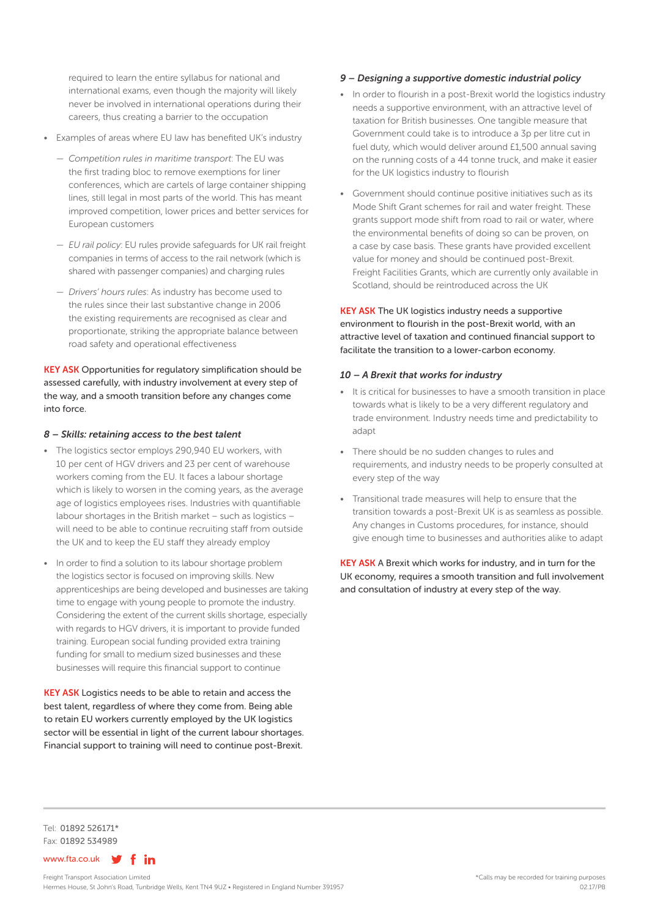required to learn the entire syllabus for national and international exams, even though the majority will likely never be involved in international operations during their careers, thus creating a barrier to the occupation

- Examples of areas where EU law has benefited UK's industry
  - *Competition rules in maritime transport*: The EU was the first trading bloc to remove exemptions for liner conferences, which are cartels of large container shipping lines, still legal in most parts of the world. This has meant improved competition, lower prices and better services for European customers
  - *EU rail policy*: EU rules provide safeguards for UK rail freight companies in terms of access to the rail network (which is shared with passenger companies) and charging rules
  - *Drivers' hours rules*: As industry has become used to the rules since their last substantive change in 2006 the existing requirements are recognised as clear and proportionate, striking the appropriate balance between road safety and operational effectiveness

**KEY ASK** Opportunities for regulatory simplification should be assessed carefully, with industry involvement at every step of the way, and a smooth transition before any changes come into force.

### *8 – Skills: retaining access to the best talent*

- The logistics sector employs 290,940 EU workers, with 10 per cent of HGV drivers and 23 per cent of warehouse workers coming from the EU. It faces a labour shortage which is likely to worsen in the coming years, as the average age of logistics employees rises. Industries with quantifiable labour shortages in the British market – such as logistics – will need to be able to continue recruiting staff from outside the UK and to keep the EU staff they already employ
- In order to find a solution to its labour shortage problem the logistics sector is focused on improving skills. New apprenticeships are being developed and businesses are taking time to engage with young people to promote the industry. Considering the extent of the current skills shortage, especially with regards to HGV drivers, it is important to provide funded training. European social funding provided extra training funding for small to medium sized businesses and these businesses will require this financial support to continue

**KEY ASK** Logistics needs to be able to retain and access the best talent, regardless of where they come from. Being able to retain EU workers currently employed by the UK logistics sector will be essential in light of the current labour shortages. Financial support to training will need to continue post-Brexit.

### *9 – Designing a supportive domestic industrial policy*

- In order to flourish in a post-Brexit world the logistics industry needs a supportive environment, with an attractive level of taxation for British businesses. One tangible measure that Government could take is to introduce a 3p per litre cut in fuel duty, which would deliver around £1,500 annual saving on the running costs of a 44 tonne truck, and make it easier for the UK logistics industry to flourish
- Government should continue positive initiatives such as its Mode Shift Grant schemes for rail and water freight. These grants support mode shift from road to rail or water, where the environmental benefits of doing so can be proven, on a case by case basis. These grants have provided excellent value for money and should be continued post-Brexit. Freight Facilities Grants, which are currently only available in Scotland, should be reintroduced across the UK

**KEY ASK** The UK logistics industry needs a supportive environment to flourish in the post-Brexit world, with an attractive level of taxation and continued financial support to facilitate the transition to a lower-carbon economy.

### *10 – A Brexit that works for industry*

- It is critical for businesses to have a smooth transition in place towards what is likely to be a very different regulatory and trade environment. Industry needs time and predictability to adapt
- There should be no sudden changes to rules and requirements, and industry needs to be properly consulted at every step of the way
- Transitional trade measures will help to ensure that the transition towards a post-Brexit UK is as seamless as possible. Any changes in Customs procedures, for instance, should give enough time to businesses and authorities alike to adapt

**KEY ASK** A Brexit which works for industry, and in turn for the UK economy, requires a smooth transition and full involvement and consultation of industry at every step of the way.

Tel: 01892 526171*
Fax: 01892 534989

www.fta.co.uk

Freight Transport Association Limited
Hermes House, St John's Road, Tunbridge Wells, Kent TN4 9UZ • Registered in England Number 391957

*Calls may be recorded for training purposes
02.17/PB